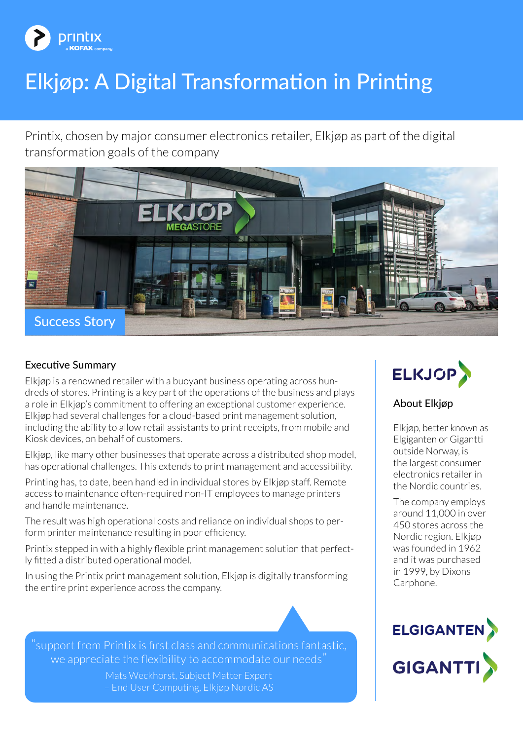printix
a KOFAX company

# Elkjøp: A Digital Transformation in Printing

Printix, chosen by major consumer electronics retailer, Elkjøp as part of the digital transformation goals of the company

Success Story

## Executive Summary

Elkjøp is a renowned retailer with a buoyant business operating across hundreds of stores. Printing is a key part of the operations of the business and plays a role in Elkjøp's commitment to offering an exceptional customer experience. Elkjøp had several challenges for a cloud-based print management solution, including the ability to allow retail assistants to print receipts, from mobile and Kiosk devices, on behalf of customers.

Elkjøp, like many other businesses that operate across a distributed shop model, has operational challenges. This extends to print management and accessibility.

Printing has, to date, been handled in individual stores by Elkjøp staff. Remote access to maintenance often-required non-IT employees to manage printers and handle maintenance.

The result was high operational costs and reliance on individual shops to perform printer maintenance resulting in poor efficiency.

Printix stepped in with a highly flexible print management solution that perfectly fitted a distributed operational model.

In using the Printix print management solution, Elkjøp is digitally transforming the entire print experience across the company.

> "support from Printix is first class and communications fantastic, we appreciate the flexibility to accommodate our needs"
>
> Mats Weckhorst, Subject Matter Expert – End User Computing, Elkjøp Nordic AS

## About Elkjøp

Elkjøp, better known as Elgiganten or Gigantti outside Norway, is the largest consumer electronics retailer in the Nordic countries.

The company employs around 11,000 in over 450 stores across the Nordic region. Elkjøp was founded in 1962 and it was purchased in 1999, by Dixons Carphone.

ELGIGANTEN

GIGANTTI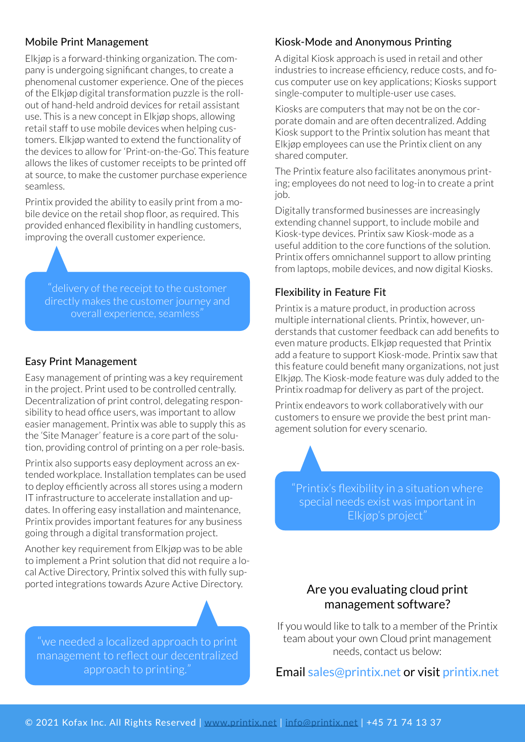## Mobile Print Management

Elkjøp is a forward-thinking organization. The company is undergoing significant changes, to create a phenomenal customer experience. One of the pieces of the Elkjøp digital transformation puzzle is the rollout of hand-held android devices for retail assistant use. This is a new concept in Elkjøp shops, allowing retail staff to use mobile devices when helping customers. Elkjøp wanted to extend the functionality of the devices to allow for 'Print-on-the-Go'. This feature allows the likes of customer receipts to be printed off at source, to make the customer purchase experience seamless.

Printix provided the ability to easily print from a mobile device on the retail shop floor, as required. This provided enhanced flexibility in handling customers, improving the overall customer experience.

> "delivery of the receipt to the customer directly makes the customer journey and overall experience, seamless"

## Easy Print Management

Easy management of printing was a key requirement in the project. Print used to be controlled centrally. Decentralization of print control, delegating responsibility to head office users, was important to allow easier management. Printix was able to supply this as the 'Site Manager' feature is a core part of the solution, providing control of printing on a per role-basis.

Printix also supports easy deployment across an extended workplace. Installation templates can be used to deploy efficiently across all stores using a modern IT infrastructure to accelerate installation and updates. In offering easy installation and maintenance, Printix provides important features for any business going through a digital transformation project.

Another key requirement from Elkjøp was to be able to implement a Print solution that did not require a local Active Directory, Printix solved this with fully supported integrations towards Azure Active Directory.

> "we needed a localized approach to print management to reflect our decentralized approach to printing."

## Kiosk-Mode and Anonymous Printing

A digital Kiosk approach is used in retail and other industries to increase efficiency, reduce costs, and focus computer use on key applications; Kiosks support single-computer to multiple-user use cases.

Kiosks are computers that may not be on the corporate domain and are often decentralized. Adding Kiosk support to the Printix solution has meant that Elkjøp employees can use the Printix client on any shared computer.

The Printix feature also facilitates anonymous printing; employees do not need to log-in to create a print job.

Digitally transformed businesses are increasingly extending channel support, to include mobile and Kiosk-type devices. Printix saw Kiosk-mode as a useful addition to the core functions of the solution. Printix offers omnichannel support to allow printing from laptops, mobile devices, and now digital Kiosks.

## Flexibility in Feature Fit

Printix is a mature product, in production across multiple international clients. Printix, however, understands that customer feedback can add benefits to even mature products. Elkjøp requested that Printix add a feature to support Kiosk-mode. Printix saw that this feature could benefit many organizations, not just Elkjøp. The Kiosk-mode feature was duly added to the Printix roadmap for delivery as part of the project.

Printix endeavors to work collaboratively with our customers to ensure we provide the best print management solution for every scenario.

> "Printix's flexibility in a situation where special needs exist was important in Elkjøp's project"

## Are you evaluating cloud print management software?

If you would like to talk to a member of the Printix team about your own Cloud print management needs, contact us below:

Email sales@printix.net or visit printix.net

© 2021 Kofax Inc. All Rights Reserved | www.printix.net | info@printix.net | +45 71 74 13 37